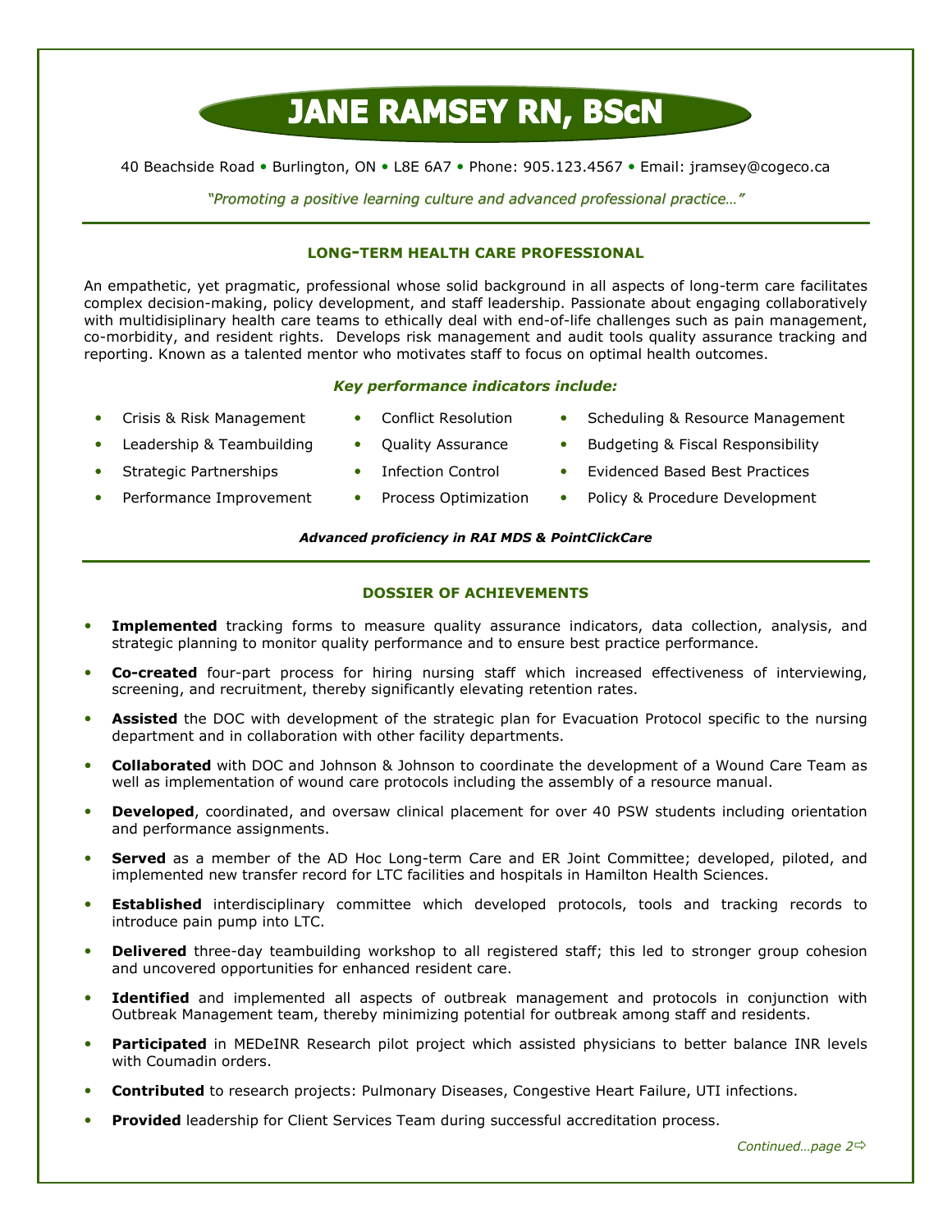# JANE RAMSEY RN, BScN

40 Beachside Road • Burlington, ON • L8E 6A7 • Phone: 905.123.4567 • Email: jramsey@cogeco.ca

*"Promoting a positive learning culture and advanced professional practice…"*

## LONG-TERM HEALTH CARE PROFESSIONAL

An empathetic, yet pragmatic, professional whose solid background in all aspects of long-term care facilitates complex decision-making, policy development, and staff leadership. Passionate about engaging collaboratively with multidisiplinary health care teams to ethically deal with end-of-life challenges such as pain management, co-morbidity, and resident rights. Develops risk management and audit tools quality assurance tracking and reporting. Known as a talented mentor who motivates staff to focus on optimal health outcomes.

***Key performance indicators include:***

- Crisis & Risk Management
- Leadership & Teambuilding
- Strategic Partnerships
- Performance Improvement
- Conflict Resolution
- Quality Assurance
- Infection Control
- Process Optimization
- Scheduling & Resource Management
- Budgeting & Fiscal Responsibility
- Evidenced Based Best Practices
- Policy & Procedure Development

***Advanced proficiency in RAI MDS & PointClickCare***

## DOSSIER OF ACHIEVEMENTS

- **Implemented** tracking forms to measure quality assurance indicators, data collection, analysis, and strategic planning to monitor quality performance and to ensure best practice performance.
- **Co-created** four-part process for hiring nursing staff which increased effectiveness of interviewing, screening, and recruitment, thereby significantly elevating retention rates.
- **Assisted** the DOC with development of the strategic plan for Evacuation Protocol specific to the nursing department and in collaboration with other facility departments.
- **Collaborated** with DOC and Johnson & Johnson to coordinate the development of a Wound Care Team as well as implementation of wound care protocols including the assembly of a resource manual.
- **Developed**, coordinated, and oversaw clinical placement for over 40 PSW students including orientation and performance assignments.
- **Served** as a member of the AD Hoc Long-term Care and ER Joint Committee; developed, piloted, and implemented new transfer record for LTC facilities and hospitals in Hamilton Health Sciences.
- **Established** interdisciplinary committee which developed protocols, tools and tracking records to introduce pain pump into LTC.
- **Delivered** three-day teambuilding workshop to all registered staff; this led to stronger group cohesion and uncovered opportunities for enhanced resident care.
- **Identified** and implemented all aspects of outbreak management and protocols in conjunction with Outbreak Management team, thereby minimizing potential for outbreak among staff and residents.
- **Participated** in MEDeINR Research pilot project which assisted physicians to better balance INR levels with Coumadin orders.
- **Contributed** to research projects: Pulmonary Diseases, Congestive Heart Failure, UTI infections.
- **Provided** leadership for Client Services Team during successful accreditation process.

*Continued…page 2⇨*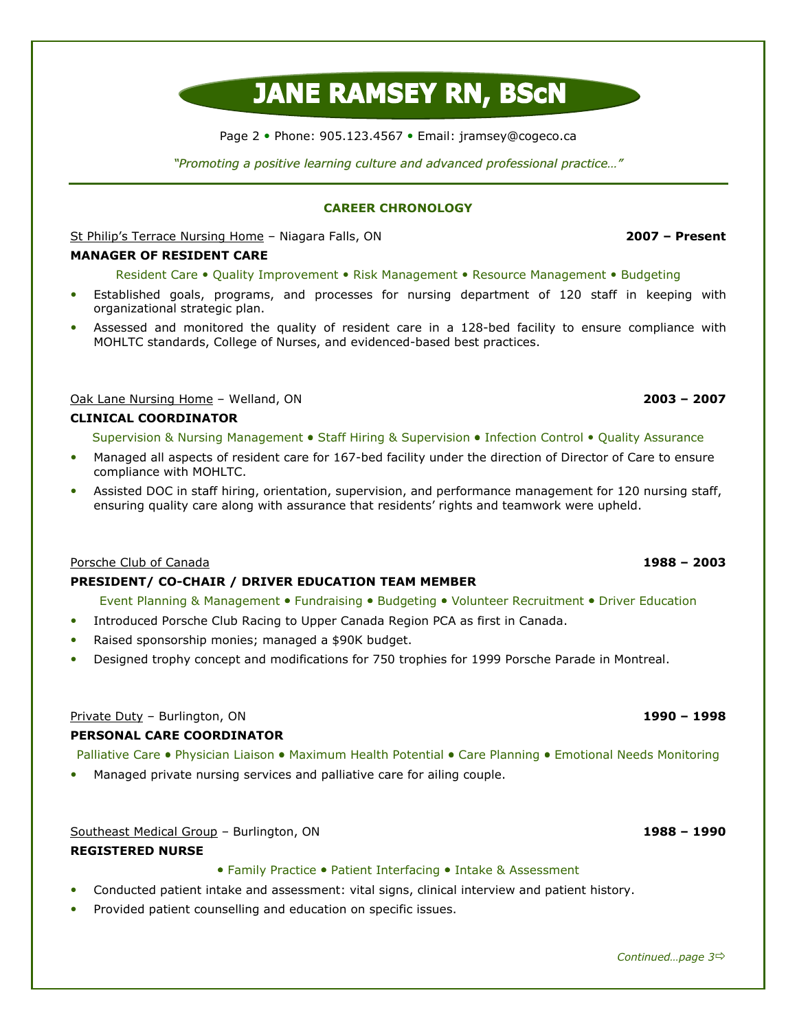# JANE RAMSEY RN, BScN

Page 2 • Phone: 905.123.4567 • Email: jramsey@cogeco.ca

*"Promoting a positive learning culture and advanced professional practice…"*

## CAREER CHRONOLOGY

St Philip's Terrace Nursing Home – Niagara Falls, ON **2007 – Present**

**MANAGER OF RESIDENT CARE**

Resident Care • Quality Improvement • Risk Management • Resource Management • Budgeting

- Established goals, programs, and processes for nursing department of 120 staff in keeping with organizational strategic plan.
- Assessed and monitored the quality of resident care in a 128-bed facility to ensure compliance with MOHLTC standards, College of Nurses, and evidenced-based best practices.

Oak Lane Nursing Home – Welland, ON **2003 – 2007**

**CLINICAL COORDINATOR**

Supervision & Nursing Management • Staff Hiring & Supervision • Infection Control • Quality Assurance

- Managed all aspects of resident care for 167-bed facility under the direction of Director of Care to ensure compliance with MOHLTC.
- Assisted DOC in staff hiring, orientation, supervision, and performance management for 120 nursing staff, ensuring quality care along with assurance that residents' rights and teamwork were upheld.

Porsche Club of Canada **1988 – 2003**

**PRESIDENT/ CO-CHAIR / DRIVER EDUCATION TEAM MEMBER**

Event Planning & Management • Fundraising • Budgeting • Volunteer Recruitment • Driver Education

- Introduced Porsche Club Racing to Upper Canada Region PCA as first in Canada.
- Raised sponsorship monies; managed a $90K budget.
- Designed trophy concept and modifications for 750 trophies for 1999 Porsche Parade in Montreal.

Private Duty – Burlington, ON **1990 – 1998**

**PERSONAL CARE COORDINATOR**

Palliative Care • Physician Liaison • Maximum Health Potential • Care Planning • Emotional Needs Monitoring

- Managed private nursing services and palliative care for ailing couple.

Southeast Medical Group – Burlington, ON **1988 – 1990**

**REGISTERED NURSE**

• Family Practice • Patient Interfacing • Intake & Assessment

- Conducted patient intake and assessment: vital signs, clinical interview and patient history.
- Provided patient counselling and education on specific issues.

*Continued…page 3*⇨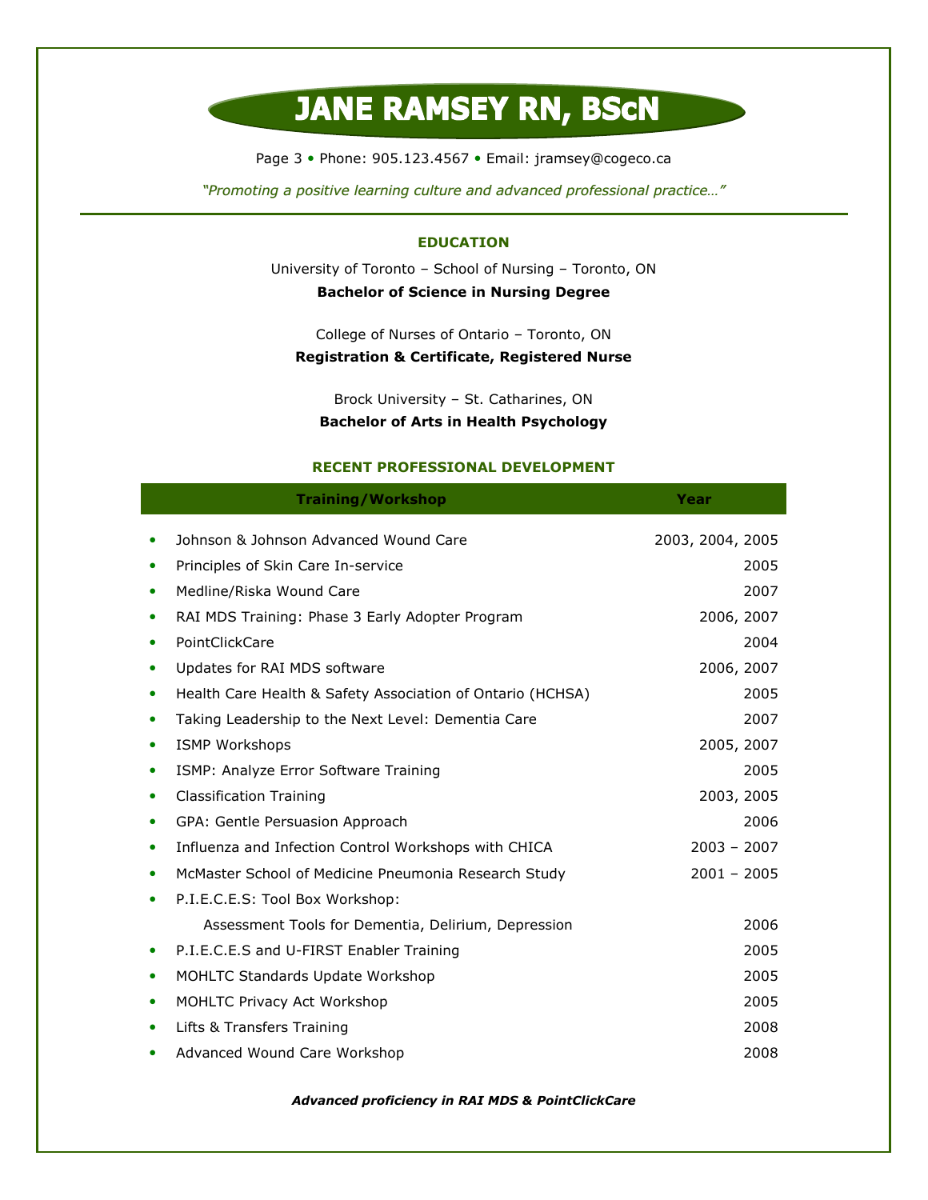# JANE RAMSEY RN, BScN

Page 3 • Phone: 905.123.4567 • Email: jramsey@cogeco.ca

*"Promoting a positive learning culture and advanced professional practice…"*

## EDUCATION

University of Toronto – School of Nursing – Toronto, ON
**Bachelor of Science in Nursing Degree**

College of Nurses of Ontario – Toronto, ON
**Registration & Certificate, Registered Nurse**

Brock University – St. Catharines, ON
**Bachelor of Arts in Health Psychology**

## RECENT PROFESSIONAL DEVELOPMENT

| Training/Workshop | Year |
|---|---|
| • Johnson & Johnson Advanced Wound Care | 2003, 2004, 2005 |
| • Principles of Skin Care In-service | 2005 |
| • Medline/Riska Wound Care | 2007 |
| • RAI MDS Training: Phase 3 Early Adopter Program | 2006, 2007 |
| • PointClickCare | 2004 |
| • Updates for RAI MDS software | 2006, 2007 |
| • Health Care Health & Safety Association of Ontario (HCHSA) | 2005 |
| • Taking Leadership to the Next Level: Dementia Care | 2007 |
| • ISMP Workshops | 2005, 2007 |
| • ISMP: Analyze Error Software Training | 2005 |
| • Classification Training | 2003, 2005 |
| • GPA: Gentle Persuasion Approach | 2006 |
| • Influenza and Infection Control Workshops with CHICA | 2003 – 2007 |
| • McMaster School of Medicine Pneumonia Research Study | 2001 – 2005 |
| • P.I.E.C.E.S: Tool Box Workshop: Assessment Tools for Dementia, Delirium, Depression | 2006 |
| • P.I.E.C.E.S and U-FIRST Enabler Training | 2005 |
| • MOHLTC Standards Update Workshop | 2005 |
| • MOHLTC Privacy Act Workshop | 2005 |
| • Lifts & Transfers Training | 2008 |
| • Advanced Wound Care Workshop | 2008 |

***Advanced proficiency in RAI MDS & PointClickCare***